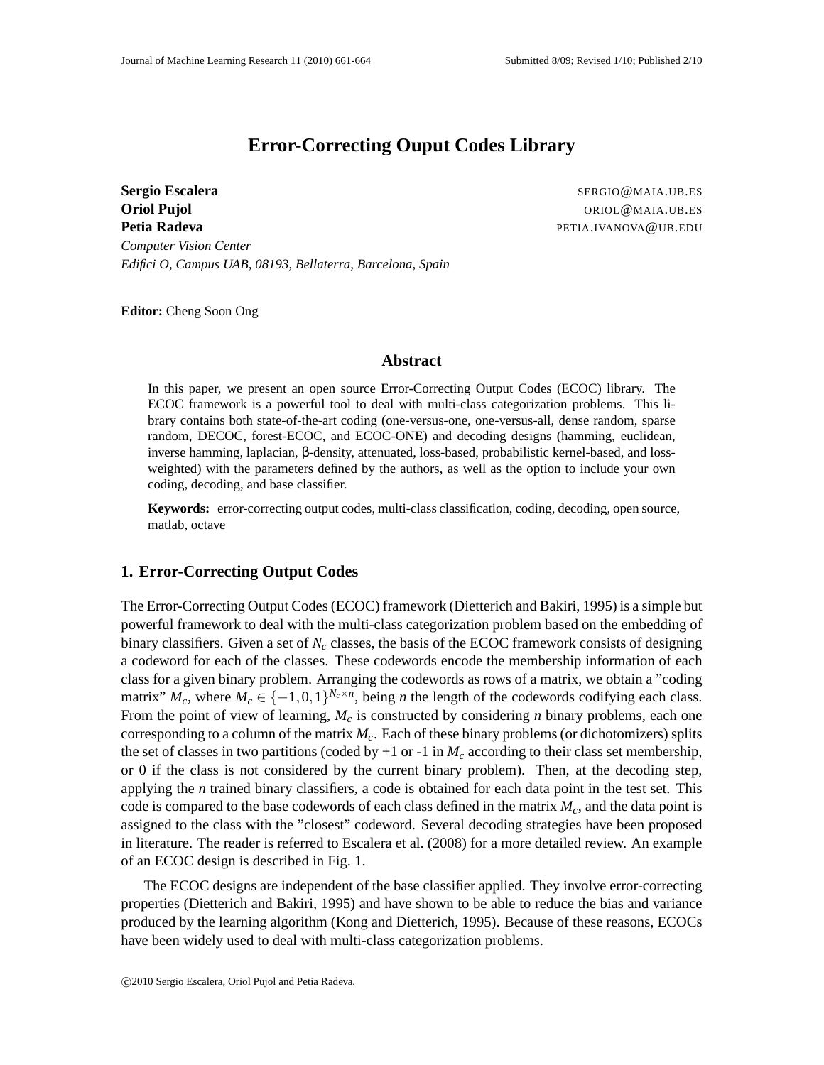# Error-Correcting Ouput Codes Library

**Sergio Escalera** SERGIO@MAIA.UB.ES
**Oriol Pujol** ORIOL@MAIA.UB.ES
**Petia Radeva** PETIA.IVANOVA@UB.EDU
*Computer Vision Center*
*Edifici O, Campus UAB, 08193, Bellaterra, Barcelona, Spain*

**Editor:** Cheng Soon Ong

## Abstract

In this paper, we present an open source Error-Correcting Output Codes (ECOC) library. The ECOC framework is a powerful tool to deal with multi-class categorization problems. This library contains both state-of-the-art coding (one-versus-one, one-versus-all, dense random, sparse random, DECOC, forest-ECOC, and ECOC-ONE) and decoding designs (hamming, euclidean, inverse hamming, laplacian, β-density, attenuated, loss-based, probabilistic kernel-based, and loss-weighted) with the parameters defined by the authors, as well as the option to include your own coding, decoding, and base classifier.

**Keywords:** error-correcting output codes, multi-class classification, coding, decoding, open source, matlab, octave

## 1. Error-Correcting Output Codes

The Error-Correcting Output Codes (ECOC) framework (Dietterich and Bakiri, 1995) is a simple but powerful framework to deal with the multi-class categorization problem based on the embedding of binary classifiers. Given a set of $N_c$ classes, the basis of the ECOC framework consists of designing a codeword for each of the classes. These codewords encode the membership information of each class for a given binary problem. Arranging the codewords as rows of a matrix, we obtain a "coding matrix" $M_c$, where $M_c \in \{-1,0,1\}^{N_c \times n}$, being $n$ the length of the codewords codifying each class. From the point of view of learning, $M_c$ is constructed by considering $n$ binary problems, each one corresponding to a column of the matrix $M_c$. Each of these binary problems (or dichotomizers) splits the set of classes in two partitions (coded by +1 or -1 in $M_c$ according to their class set membership, or 0 if the class is not considered by the current binary problem). Then, at the decoding step, applying the $n$ trained binary classifiers, a code is obtained for each data point in the test set. This code is compared to the base codewords of each class defined in the matrix $M_c$, and the data point is assigned to the class with the "closest" codeword. Several decoding strategies have been proposed in literature. The reader is referred to Escalera et al. (2008) for a more detailed review. An example of an ECOC design is described in Fig. 1.

The ECOC designs are independent of the base classifier applied. They involve error-correcting properties (Dietterich and Bakiri, 1995) and have shown to be able to reduce the bias and variance produced by the learning algorithm (Kong and Dietterich, 1995). Because of these reasons, ECOCs have been widely used to deal with multi-class categorization problems.

©2010 Sergio Escalera, Oriol Pujol and Petia Radeva.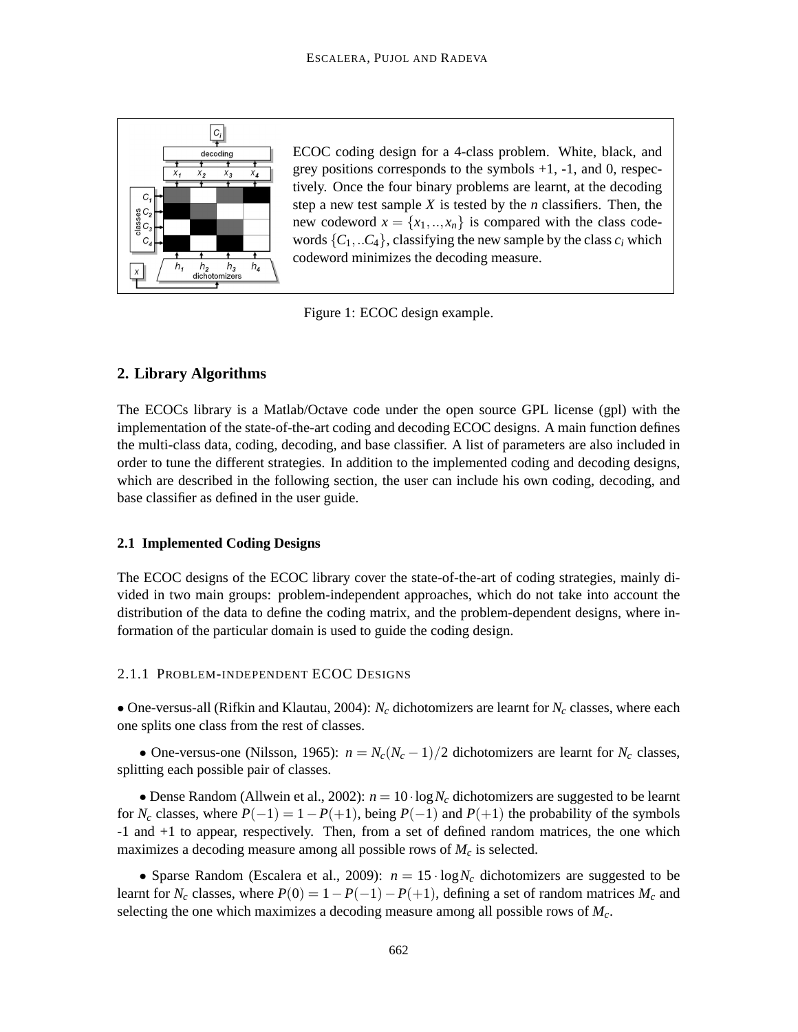ECOC coding design for a 4-class problem. White, black, and grey positions corresponds to the symbols +1, -1, and 0, respectively. Once the four binary problems are learnt, at the decoding step a new test sample $X$ is tested by the $n$ classifiers. Then, the new codeword $x = \{x_1,..,x_n\}$ is compared with the class codewords $\{C_1,..C_4\}$, classifying the new sample by the class $c_i$ which codeword minimizes the decoding measure.

Figure 1: ECOC design example.

## 2. Library Algorithms

The ECOCs library is a Matlab/Octave code under the open source GPL license (gpl) with the implementation of the state-of-the-art coding and decoding ECOC designs. A main function defines the multi-class data, coding, decoding, and base classifier. A list of parameters are also included in order to tune the different strategies. In addition to the implemented coding and decoding designs, which are described in the following section, the user can include his own coding, decoding, and base classifier as defined in the user guide.

### 2.1 Implemented Coding Designs

The ECOC designs of the ECOC library cover the state-of-the-art of coding strategies, mainly divided in two main groups: problem-independent approaches, which do not take into account the distribution of the data to define the coding matrix, and the problem-dependent designs, where information of the particular domain is used to guide the coding design.

#### 2.1.1 Problem-independent ECOC Designs

• One-versus-all (Rifkin and Klautau, 2004): $N_c$ dichotomizers are learnt for $N_c$ classes, where each one splits one class from the rest of classes.

• One-versus-one (Nilsson, 1965): $n = N_c(N_c-1)/2$ dichotomizers are learnt for $N_c$ classes, splitting each possible pair of classes.

• Dense Random (Allwein et al., 2002): $n = 10 \cdot \log N_c$ dichotomizers are suggested to be learnt for $N_c$ classes, where $P(-1) = 1 - P(+1)$, being $P(-1)$ and $P(+1)$ the probability of the symbols -1 and +1 to appear, respectively. Then, from a set of defined random matrices, the one which maximizes a decoding measure among all possible rows of $M_c$ is selected.

• Sparse Random (Escalera et al., 2009): $n = 15 \cdot \log N_c$ dichotomizers are suggested to be learnt for $N_c$ classes, where $P(0) = 1 - P(-1) - P(+1)$, defining a set of random matrices $M_c$ and selecting the one which maximizes a decoding measure among all possible rows of $M_c$.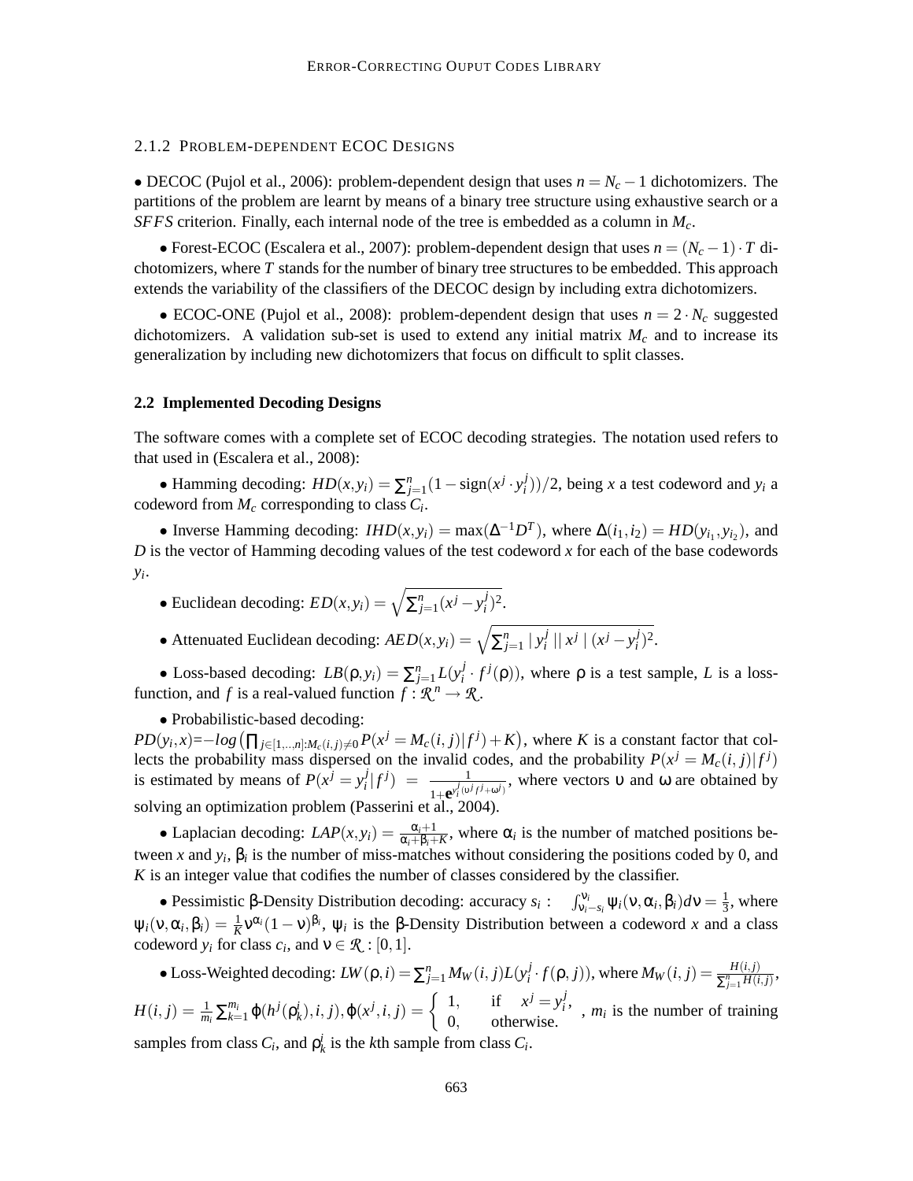#### 2.1.2 Problem-dependent ECOC Designs

• DECOC (Pujol et al., 2006): problem-dependent design that uses $n = N_c - 1$ dichotomizers. The partitions of the problem are learnt by means of a binary tree structure using exhaustive search or a $SFFS$ criterion. Finally, each internal node of the tree is embedded as a column in $M_c$.

• Forest-ECOC (Escalera et al., 2007): problem-dependent design that uses $n = (N_c - 1) \cdot T$ dichotomizers, where $T$ stands for the number of binary tree structures to be embedded. This approach extends the variability of the classifiers of the DECOC design by including extra dichotomizers.

• ECOC-ONE (Pujol et al., 2008): problem-dependent design that uses $n = 2 \cdot N_c$ suggested dichotomizers. A validation sub-set is used to extend any initial matrix $M_c$ and to increase its generalization by including new dichotomizers that focus on difficult to split classes.

### 2.2 Implemented Decoding Designs

The software comes with a complete set of ECOC decoding strategies. The notation used refers to that used in (Escalera et al., 2008):

• Hamming decoding: $HD(x, y_i) = \sum_{j=1}^{n} (1 - \text{sign}(x^j \cdot y_i^j))/2$, being $x$ a test codeword and $y_i$ a codeword from $M_c$ corresponding to class $C_i$.

• Inverse Hamming decoding: $IHD(x, y_i) = \max(\Delta^{-1} D^T)$, where $\Delta(i_1, i_2) = HD(y_{i_1}, y_{i_2})$, and $D$ is the vector of Hamming decoding values of the test codeword $x$ for each of the base codewords $y_i$.

• Euclidean decoding: $ED(x, y_i) = \sqrt{\sum_{j=1}^{n} (x^j - y_i^j)^2}$.

• Attenuated Euclidean decoding: $AED(x, y_i) = \sqrt{\sum_{j=1}^{n} | y_i^j || x^j | (x^j - y_i^j)^2}$.

• Loss-based decoding: $LB(\rho, y_i) = \sum_{j=1}^{n} L(y_i^j \cdot f^j(\rho))$, where $\rho$ is a test sample, $L$ is a loss-function, and $f$ is a real-valued function $f : \mathcal{R}^n \rightarrow \mathcal{R}$.

• Probabilistic-based decoding:
$PD(y_i, x) = -log\left(\prod_{j \in [1,..,n]: M_c(i,j) \neq 0} P(x^j = M_c(i,j) | f^j) + K\right)$, where $K$ is a constant factor that collects the probability mass dispersed on the invalid codes, and the probability $P(x^j = M_c(i,j) | f^j)$ is estimated by means of $P(x^j = y_i^j | f^j) = \frac{1}{1 + \mathbf{e}^{y_i^j (\upsilon^j f^j + \omega^j)}}$, where vectors $\upsilon$ and $\omega$ are obtained by solving an optimization problem (Passerini et al., 2004).

• Laplacian decoding: $LAP(x, y_i) = \frac{\alpha_i + 1}{\alpha_i + \beta_i + K}$, where $\alpha_i$ is the number of matched positions between $x$ and $y_i$, $\beta_i$ is the number of miss-matches without considering the positions coded by 0, and $K$ is an integer value that codifies the number of classes considered by the classifier.

• Pessimistic $\beta$-Density Distribution decoding: accuracy $s_i$ : $\int_{\nu_i - s_i}^{\nu_i} \psi_i(\nu, \alpha_i, \beta_i) d\nu = \frac{1}{3}$, where $\psi_i(\nu, \alpha_i, \beta_i) = \frac{1}{K} \nu^{\alpha_i} (1 - \nu)^{\beta_i}$, $\psi_i$ is the $\beta$-Density Distribution between a codeword $x$ and a class codeword $y_i$ for class $c_i$, and $\nu \in \mathcal{R} : [0, 1]$.

• Loss-Weighted decoding: $LW(\rho, i) = \sum_{j=1}^{n} M_W(i,j) L(y_i^j \cdot f(\rho, j))$, where $M_W(i,j) = \frac{H(i,j)}{\sum_{j=1}^{n} H(i,j)}$, $H(i,j) = \frac{1}{m_i} \sum_{k=1}^{m_i} \varphi(h^j(\rho_k^i), i, j)$, $\varphi(x^j, i, j) = \begin{cases} 1, & \text{if} \quad x^j = y_i^j, \\ 0, & \text{otherwise.} \end{cases}$ , $m_i$ is the number of training samples from class $C_i$, and $\rho_k^i$ is the $k$th sample from class $C_i$.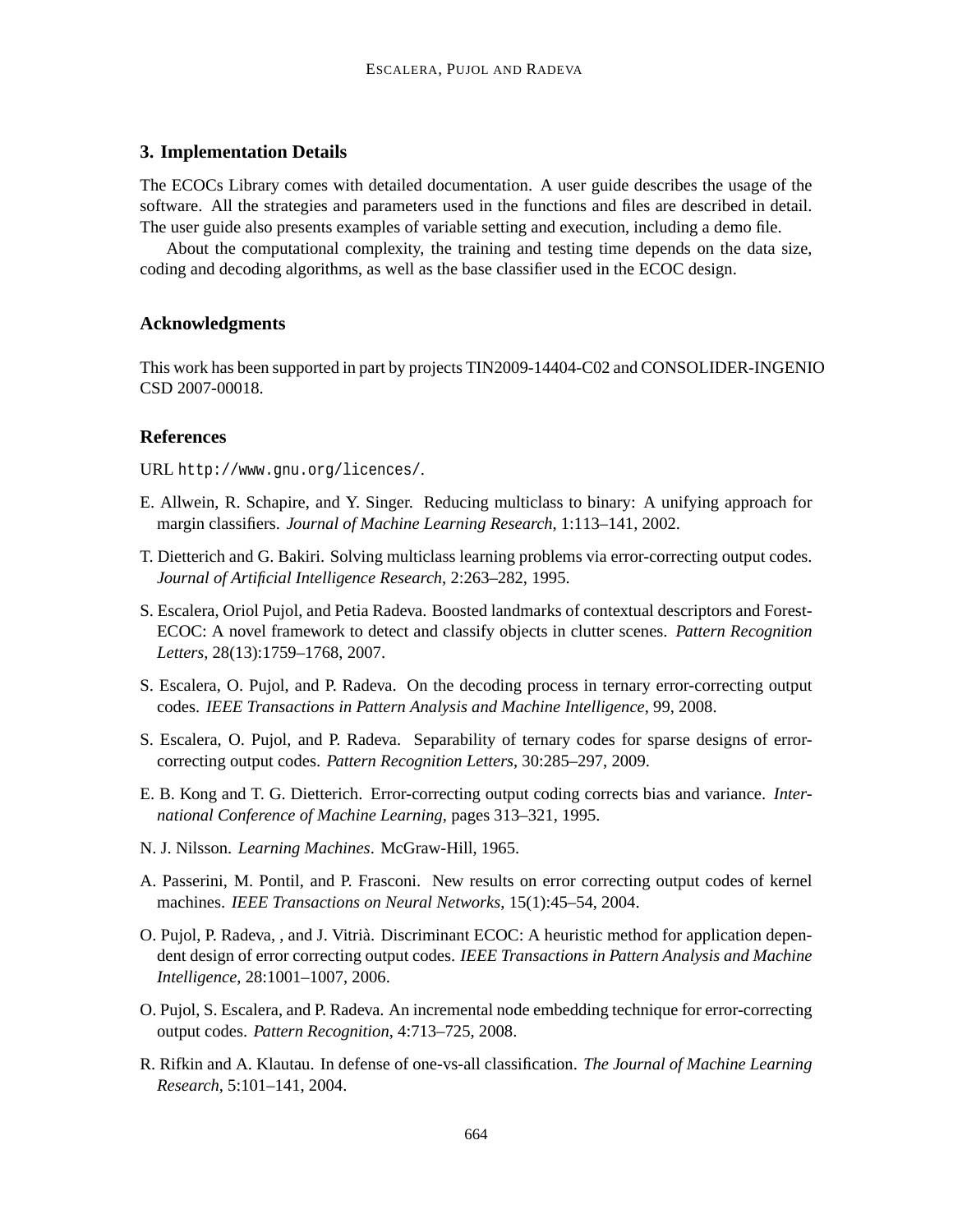## 3. Implementation Details

The ECOCs Library comes with detailed documentation. A user guide describes the usage of the software. All the strategies and parameters used in the functions and files are described in detail. The user guide also presents examples of variable setting and execution, including a demo file.

About the computational complexity, the training and testing time depends on the data size, coding and decoding algorithms, as well as the base classifier used in the ECOC design.

## Acknowledgments

This work has been supported in part by projects TIN2009-14404-C02 and CONSOLIDER-INGENIO CSD 2007-00018.

## References

URL `http://www.gnu.org/licences/`.

E. Allwein, R. Schapire, and Y. Singer. Reducing multiclass to binary: A unifying approach for margin classifiers. *Journal of Machine Learning Research*, 1:113–141, 2002.

T. Dietterich and G. Bakiri. Solving multiclass learning problems via error-correcting output codes. *Journal of Artificial Intelligence Research*, 2:263–282, 1995.

S. Escalera, Oriol Pujol, and Petia Radeva. Boosted landmarks of contextual descriptors and Forest-ECOC: A novel framework to detect and classify objects in clutter scenes. *Pattern Recognition Letters*, 28(13):1759–1768, 2007.

S. Escalera, O. Pujol, and P. Radeva. On the decoding process in ternary error-correcting output codes. *IEEE Transactions in Pattern Analysis and Machine Intelligence*, 99, 2008.

S. Escalera, O. Pujol, and P. Radeva. Separability of ternary codes for sparse designs of error-correcting output codes. *Pattern Recognition Letters*, 30:285–297, 2009.

E. B. Kong and T. G. Dietterich. Error-correcting output coding corrects bias and variance. *International Conference of Machine Learning*, pages 313–321, 1995.

N. J. Nilsson. *Learning Machines*. McGraw-Hill, 1965.

A. Passerini, M. Pontil, and P. Frasconi. New results on error correcting output codes of kernel machines. *IEEE Transactions on Neural Networks*, 15(1):45–54, 2004.

O. Pujol, P. Radeva, , and J. Vitrià. Discriminant ECOC: A heuristic method for application dependent design of error correcting output codes. *IEEE Transactions in Pattern Analysis and Machine Intelligence*, 28:1001–1007, 2006.

O. Pujol, S. Escalera, and P. Radeva. An incremental node embedding technique for error-correcting output codes. *Pattern Recognition*, 4:713–725, 2008.

R. Rifkin and A. Klautau. In defense of one-vs-all classification. *The Journal of Machine Learning Research*, 5:101–141, 2004.